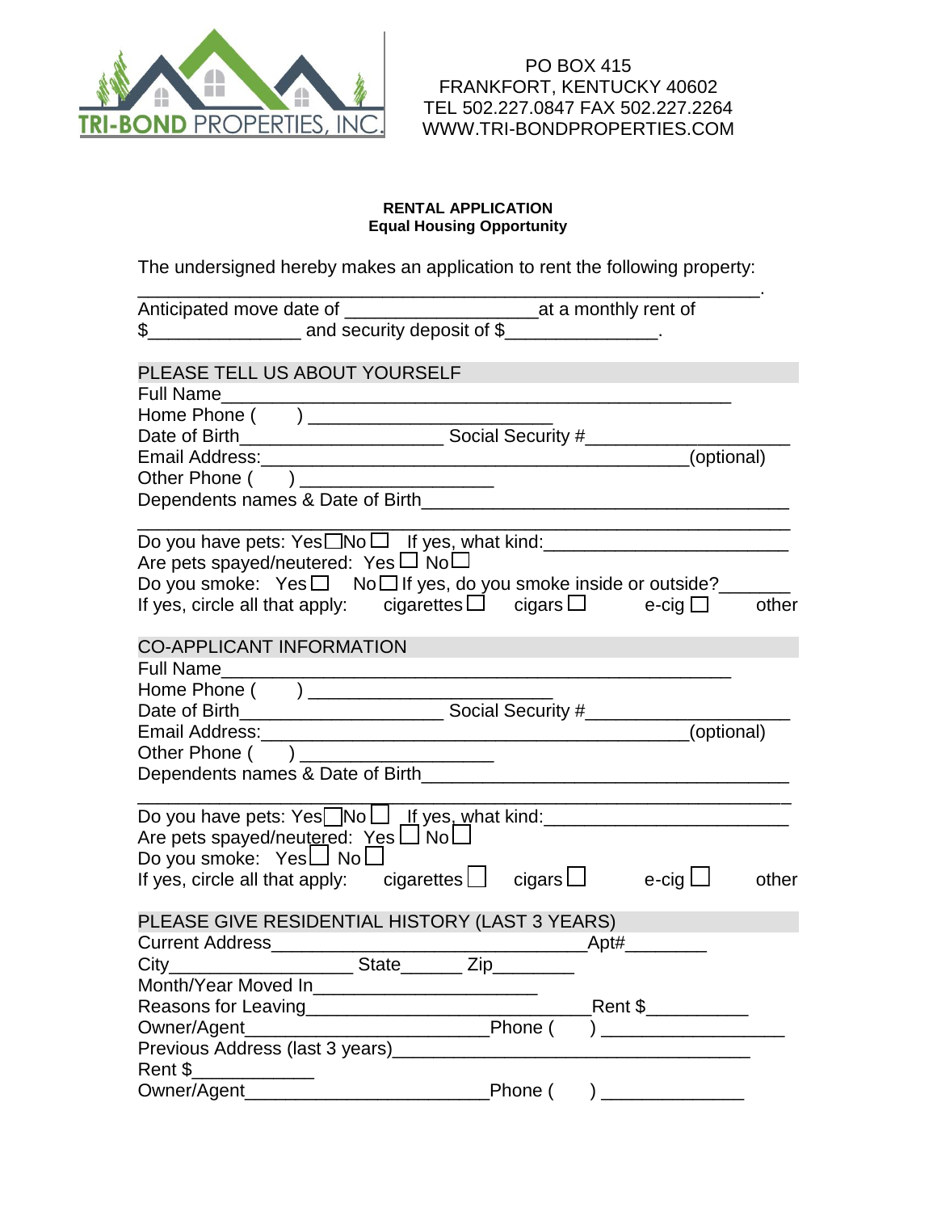TRI-BOND PROPERTIES, INC.

PO BOX 415
FRANKFORT, KENTUCKY 40602
TEL 502.227.0847 FAX 502.227.2264
WWW.TRI-BONDPROPERTIES.COM

**RENTAL APPLICATION**
**Equal Housing Opportunity**

The undersigned hereby makes an application to rent the following property: ______________________________________________________.
Anticipated move date of __________________at a monthly rent of $_______________ and security deposit of $_______________.

## PLEASE TELL US ABOUT YOURSELF

Full Name_________________________________________________
Home Phone (     ) _______________________
Date of Birth___________________ Social Security #___________________
Email Address:________________________________________(optional)
Other Phone (     ) __________________
Dependents names & Date of Birth___________________________________
______________________________________________________________
Do you have pets: Yes☐No ☐  If yes, what kind:_______________________
Are pets spayed/neutered:  Yes ☐ No☐
Do you smoke:  Yes ☐   No ☐ If yes, do you smoke inside or outside?_______
If yes, circle all that apply:   cigarettes ☐  cigars ☐   e-cig ☐   other

## CO-APPLICANT INFORMATION

Full Name_________________________________________________
Home Phone (     ) _______________________
Date of Birth___________________ Social Security #___________________
Email Address:________________________________________(optional)
Other Phone (     ) __________________
Dependents names & Date of Birth___________________________________
______________________________________________________________
Do you have pets: Yes☐No ☐  If yes, what kind:_______________________
Are pets spayed/neutered:  Yes ☐ No☐
Do you smoke:  Yes☐ No☐
If yes, circle all that apply:   cigarettes ☐  cigars ☐   e-cig ☐   other

## PLEASE GIVE RESIDENTIAL HISTORY (LAST 3 YEARS)

Current Address______________________________Apt#________
City_________________ State______ Zip________
Month/Year Moved In_____________________
Reasons for Leaving___________________________Rent $_________
Owner/Agent_______________________Phone (     ) _________________
Previous Address (last 3 years)___________________________________
Rent $___________
Owner/Agent_______________________Phone (     ) _____________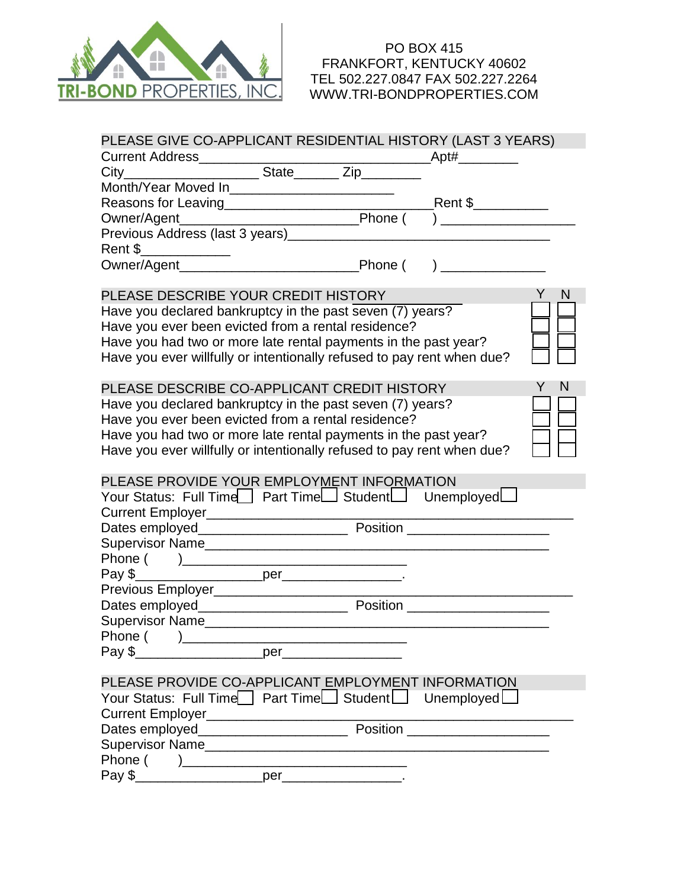PO BOX 415
FRANKFORT, KENTUCKY 40602
TEL 502.227.0847 FAX 502.227.2264
WWW.TRI-BONDPROPERTIES.COM

## PLEASE GIVE CO-APPLICANT RESIDENTIAL HISTORY (LAST 3 YEARS)

Current Address_______________________________Apt#________
City__________________ State______ Zip________
Month/Year Moved In______________________
Reasons for Leaving____________________________Rent $__________
Owner/Agent________________________Phone (     ) __________________
Previous Address (last 3 years)___________________________________
Rent $____________
Owner/Agent________________________Phone (     ) ______________

## PLEASE DESCRIBE YOUR CREDIT HISTORY

| | Y | N |
|---|---|---|
| Have you declared bankruptcy in the past seven (7) years? | ☐ | ☐ |
| Have you ever been evicted from a rental residence? | ☐ | ☐ |
| Have you had two or more late rental payments in the past year? | ☐ | ☐ |
| Have you ever willfully or intentionally refused to pay rent when due? | ☐ | ☐ |

## PLEASE DESCRIBE CO-APPLICANT CREDIT HISTORY

| | Y | N |
|---|---|---|
| Have you declared bankruptcy in the past seven (7) years? | ☐ | ☐ |
| Have you ever been evicted from a rental residence? | ☐ | ☐ |
| Have you had two or more late rental payments in the past year? | ☐ | ☐ |
| Have you ever willfully or intentionally refused to pay rent when due? | ☐ | ☐ |

## PLEASE PROVIDE YOUR EMPLOYMENT INFORMATION

Your Status: Full Time ☐ Part Time ☐ Student ☐ Unemployed ☐
Current Employer_________________________________________________
Dates employed____________________ Position ___________________
Supervisor Name_____________________________________________
Phone (     )______________________________
Pay $_________________per________________.
Previous Employer________________________________________________
Dates employed____________________ Position ___________________
Supervisor Name_____________________________________________
Phone (     )______________________________
Pay $_________________per________________

## PLEASE PROVIDE CO-APPLICANT EMPLOYMENT INFORMATION

Your Status: Full Time ☐ Part Time ☐ Student ☐ Unemployed ☐
Current Employer_________________________________________________
Dates employed____________________ Position ___________________
Supervisor Name_____________________________________________
Phone (     )______________________________
Pay $_________________per________________.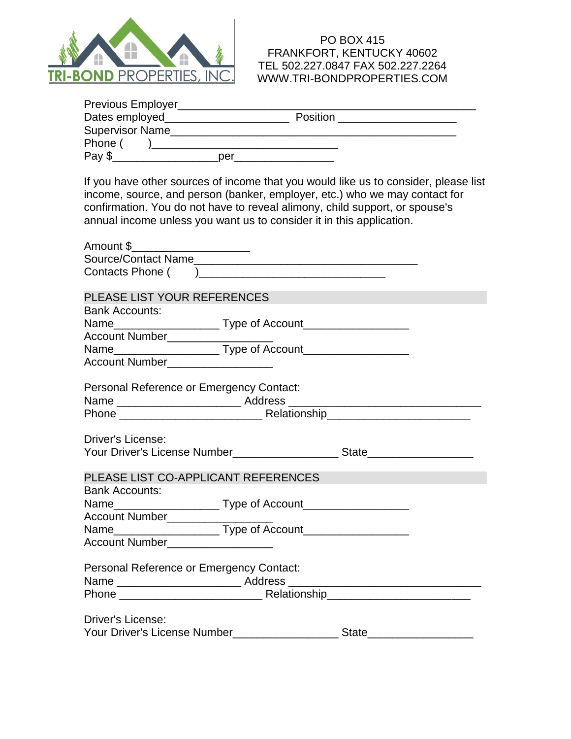PO BOX 415
FRANKFORT, KENTUCKY 40602
TEL 502.227.0847 FAX 502.227.2264
WWW.TRI-BONDPROPERTIES.COM

Previous Employer_______________________________________________
Dates employed____________________ Position ___________________
Supervisor Name________________________________________________
Phone (      )______________________________
Pay $_________________per________________

If you have other sources of income that you would like us to consider, please list income, source, and person (banker, employer, etc.) who we may contact for confirmation. You do not have to reveal alimony, child support, or spouse's annual income unless you want us to consider it in this application.

Amount $___________________
Source/Contact Name____________________________________
Contacts Phone (      )______________________________

## PLEASE LIST YOUR REFERENCES

Bank Accounts:
Name_________________ Type of Account_________________
Account Number_________________
Name_________________ Type of Account_________________
Account Number_________________

Personal Reference or Emergency Contact:
Name ____________________ Address _______________________________
Phone _______________________ Relationship_______________________

Driver's License:
Your Driver's License Number_________________ State_________________

## PLEASE LIST CO-APPLICANT REFERENCES

Bank Accounts:
Name_________________ Type of Account_________________
Account Number_________________
Name_________________ Type of Account_________________
Account Number_________________

Personal Reference or Emergency Contact:
Name ____________________ Address _______________________________
Phone _______________________ Relationship_______________________

Driver's License:
Your Driver's License Number_________________ State_________________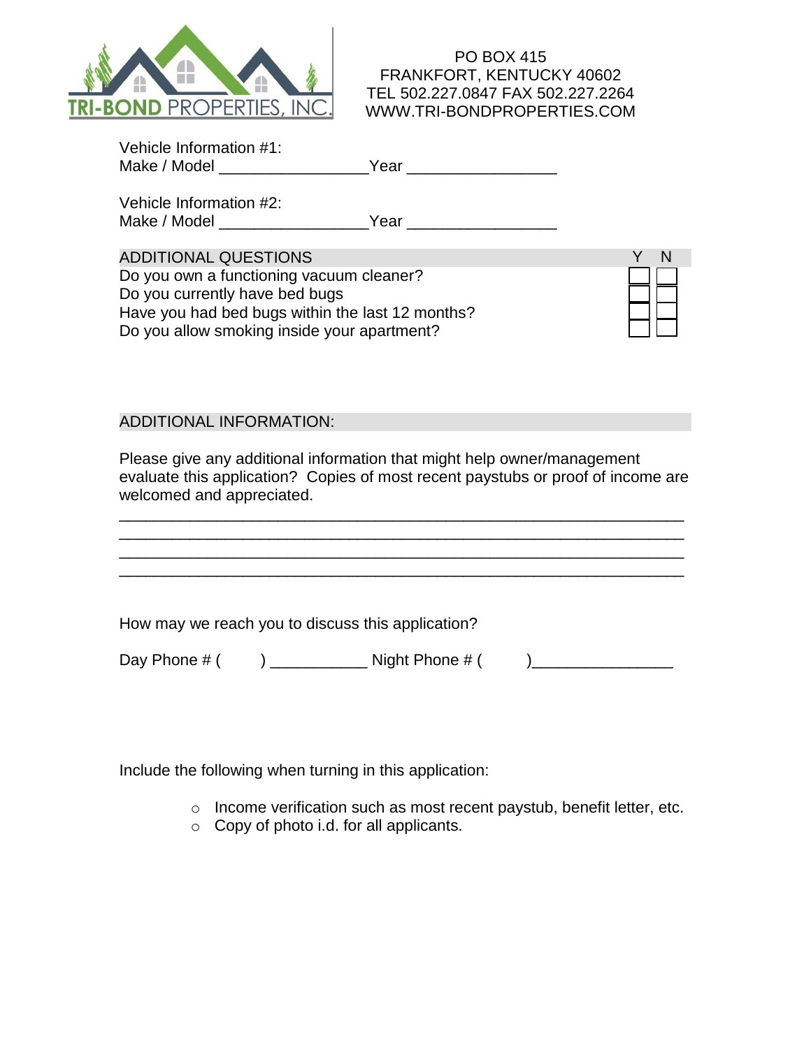TRI-BOND PROPERTIES, INC.

PO BOX 415
FRANKFORT, KENTUCKY 40602
TEL 502.227.0847 FAX 502.227.2264
WWW.TRI-BONDPROPERTIES.COM

Vehicle Information #1:
Make / Model ________________Year ________________

Vehicle Information #2:
Make / Model ________________Year ________________

| ADDITIONAL QUESTIONS | Y | N |
|---|---|---|
| Do you own a functioning vacuum cleaner? | ☐ | ☐ |
| Do you currently have bed bugs | ☐ | ☐ |
| Have you had bed bugs within the last 12 months? | ☐ | ☐ |
| Do you allow smoking inside your apartment? | ☐ | ☐ |

## ADDITIONAL INFORMATION:

Please give any additional information that might help owner/management evaluate this application? Copies of most recent paystubs or proof of income are welcomed and appreciated.

____________________________________________________________
____________________________________________________________
____________________________________________________________
____________________________________________________________

How may we reach you to discuss this application?

Day Phone # (      ) ___________ Night Phone # (      )________________

Include the following when turning in this application:

- Income verification such as most recent paystub, benefit letter, etc.
- Copy of photo i.d. for all applicants.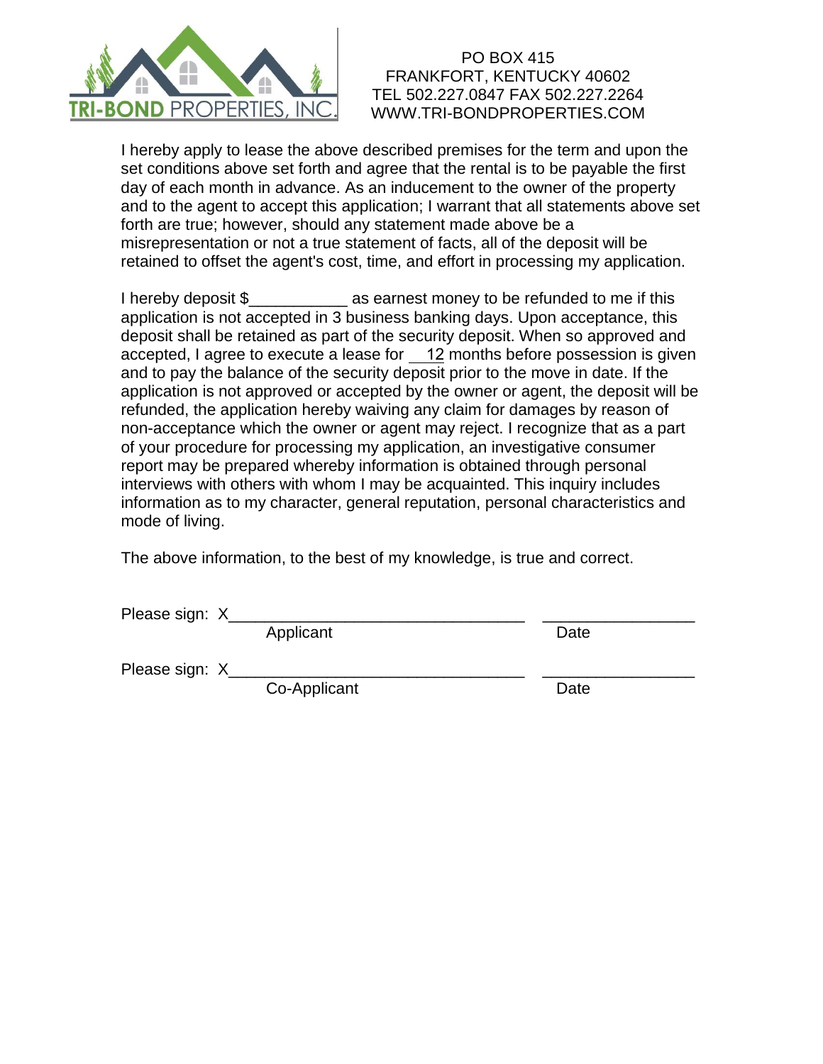TRI-BOND PROPERTIES, INC.

PO BOX 415
FRANKFORT, KENTUCKY 40602
TEL 502.227.0847 FAX 502.227.2264
WWW.TRI-BONDPROPERTIES.COM

I hereby apply to lease the above described premises for the term and upon the set conditions above set forth and agree that the rental is to be payable the first day of each month in advance. As an inducement to the owner of the property and to the agent to accept this application; I warrant that all statements above set forth are true; however, should any statement made above be a misrepresentation or not a true statement of facts, all of the deposit will be retained to offset the agent's cost, time, and effort in processing my application.

I hereby deposit $___________ as earnest money to be refunded to me if this application is not accepted in 3 business banking days. Upon acceptance, this deposit shall be retained as part of the security deposit. When so approved and accepted, I agree to execute a lease for 12 months before possession is given and to pay the balance of the security deposit prior to the move in date. If the application is not approved or accepted by the owner or agent, the deposit will be refunded, the application hereby waiving any claim for damages by reason of non-acceptance which the owner or agent may reject. I recognize that as a part of your procedure for processing my application, an investigative consumer report may be prepared whereby information is obtained through personal interviews with others with whom I may be acquainted. This inquiry includes information as to my character, general reputation, personal characteristics and mode of living.

The above information, to the best of my knowledge, is true and correct.

Please sign: X________________________________ ________________
Applicant Date

Please sign: X________________________________ ________________
Co-Applicant Date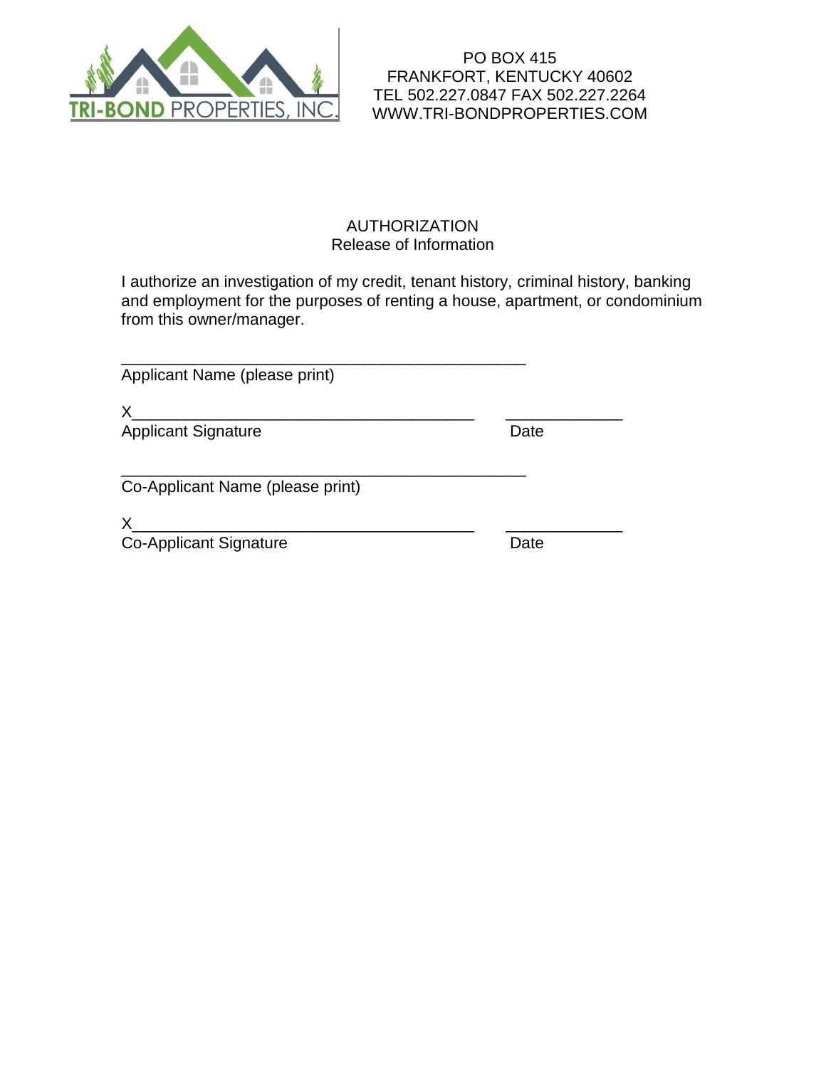TRI-BOND PROPERTIES, INC.

PO BOX 415
FRANKFORT, KENTUCKY 40602
TEL 502.227.0847 FAX 502.227.2264
WWW.TRI-BONDPROPERTIES.COM

# AUTHORIZATION
## Release of Information

I authorize an investigation of my credit, tenant history, criminal history, banking and employment for the purposes of renting a house, apartment, or condominium from this owner/manager.

_______________________________________________
Applicant Name (please print)

X_______________________________________ _____________
Applicant Signature Date

_______________________________________________
Co-Applicant Name (please print)

X_______________________________________ _____________
Co-Applicant Signature Date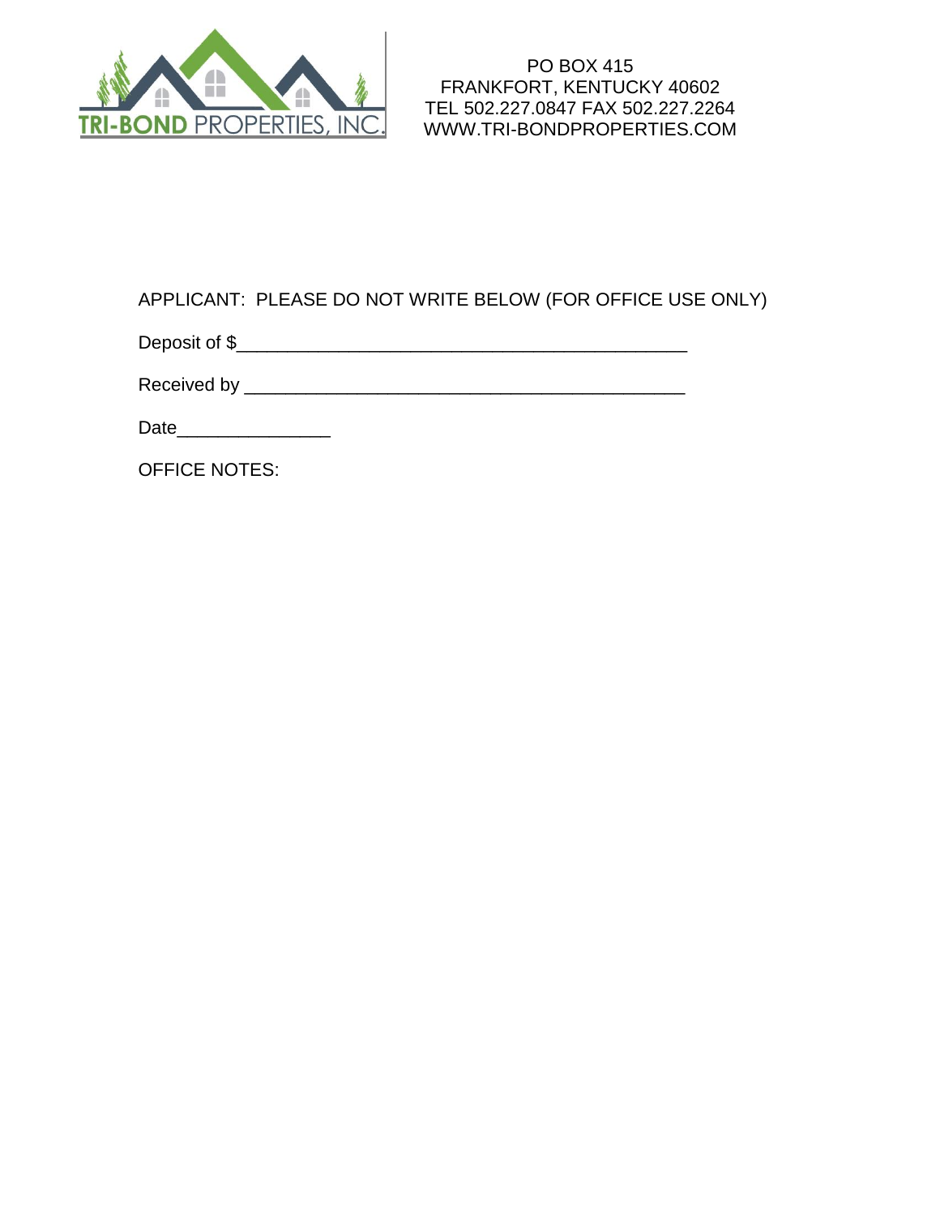TRI-BOND PROPERTIES, INC.

PO BOX 415
FRANKFORT, KENTUCKY 40602
TEL 502.227.0847 FAX 502.227.2264
WWW.TRI-BONDPROPERTIES.COM

APPLICANT: PLEASE DO NOT WRITE BELOW (FOR OFFICE USE ONLY)

Deposit of $_____________________________________________

Received by ____________________________________________

Date_______________

OFFICE NOTES: